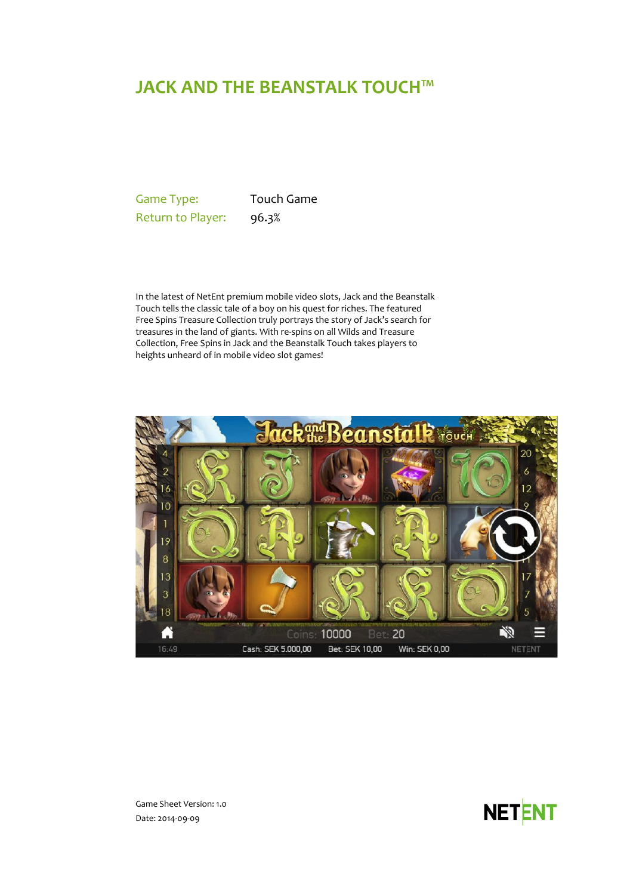# JACK AND THE BEANSTALK TOUCH™

| Game Type: | Touch Game |
| --- | --- |
| Return to Player: | 96.3% |

In the latest of NetEnt premium mobile video slots, Jack and the Beanstalk Touch tells the classic tale of a boy on his quest for riches. The featured Free Spins Treasure Collection truly portrays the story of Jack's search for treasures in the land of giants. With re-spins on all Wilds and Treasure Collection, Free Spins in Jack and the Beanstalk Touch takes players to heights unheard of in mobile video slot games!

Game Sheet Version: 1.0

Date: 2014-09-09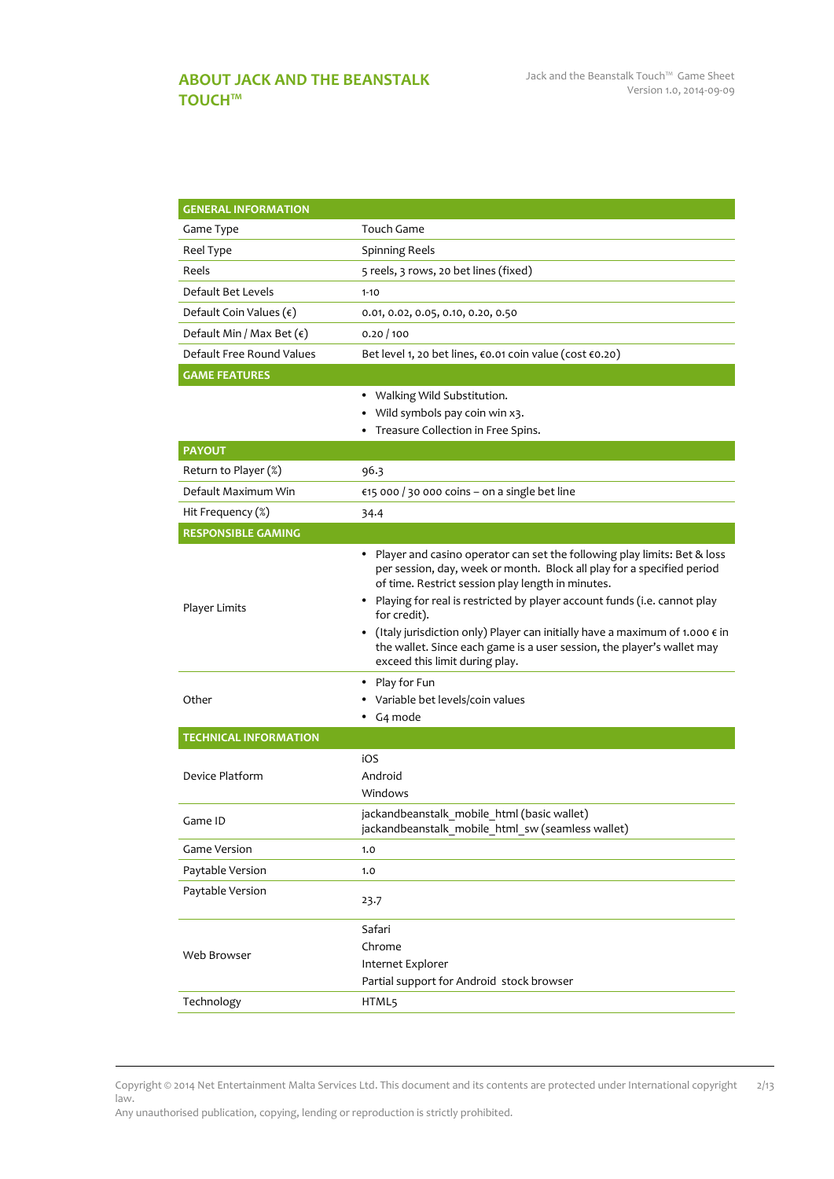## ABOUT JACK AND THE BEANSTALK TOUCH™

| GENERAL INFORMATION | |
|---|---|
| Game Type | Touch Game |
| Reel Type | Spinning Reels |
| Reels | 5 reels, 3 rows, 20 bet lines (fixed) |
| Default Bet Levels | 1-10 |
| Default Coin Values (€) | 0.01, 0.02, 0.05, 0.10, 0.20, 0.50 |
| Default Min / Max Bet (€) | 0.20 / 100 |
| Default Free Round Values | Bet level 1, 20 bet lines, €0.01 coin value (cost €0.20) |
| **GAME FEATURES** | |
| | • Walking Wild Substitution.<br>• Wild symbols pay coin win x3.<br>• Treasure Collection in Free Spins. |
| **PAYOUT** | |
| Return to Player (%) | 96.3 |
| Default Maximum Win | €15 000 / 30 000 coins – on a single bet line |
| Hit Frequency (%) | 34.4 |
| **RESPONSIBLE GAMING** | |
| Player Limits | • Player and casino operator can set the following play limits: Bet & loss per session, day, week or month. Block all play for a specified period of time. Restrict session play length in minutes.<br>• Playing for real is restricted by player account funds (i.e. cannot play for credit).<br>• (Italy jurisdiction only) Player can initially have a maximum of 1.000 € in the wallet. Since each game is a user session, the player's wallet may exceed this limit during play. |
| Other | • Play for Fun<br>• Variable bet levels/coin values<br>• G4 mode |
| **TECHNICAL INFORMATION** | |
| Device Platform | iOS<br>Android<br>Windows |
| Game ID | jackandbeanstalk_mobile_html (basic wallet)<br>jackandbeanstalk_mobile_html_sw (seamless wallet) |
| Game Version | 1.0 |
| Paytable Version | 1.0 |
| Paytable Version | 23.7 |
| Web Browser | Safari<br>Chrome<br>Internet Explorer<br>Partial support for Android stock browser |
| Technology | HTML5 |

Copyright © 2014 Net Entertainment Malta Services Ltd. This document and its contents are protected under International copyright law.
Any unauthorised publication, copying, lending or reproduction is strictly prohibited.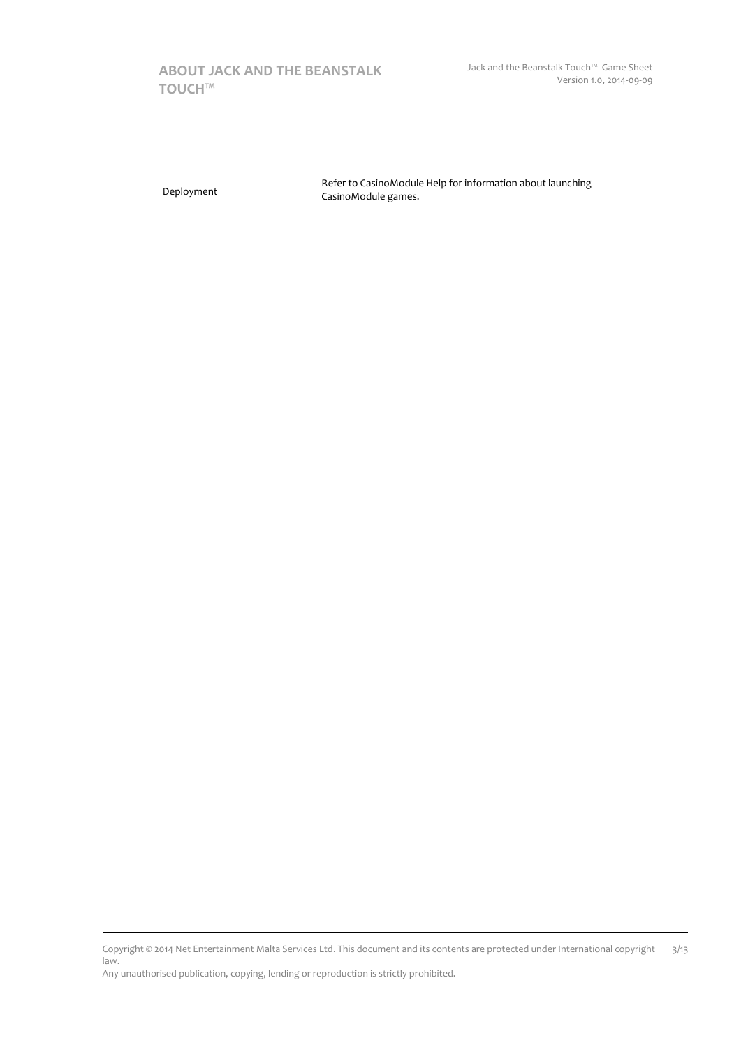| Deployment | Refer to CasinoModule Help for information about launching CasinoModule games. |
| --- | --- |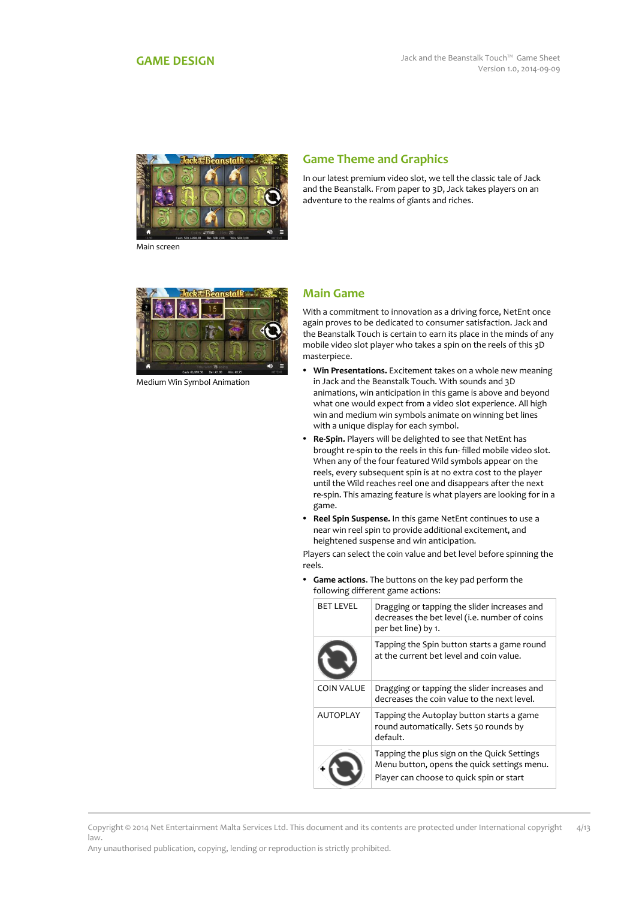## GAME DESIGN

Main screen

### Game Theme and Graphics

In our latest premium video slot, we tell the classic tale of Jack and the Beanstalk. From paper to 3D, Jack takes players on an adventure to the realms of giants and riches.

Medium Win Symbol Animation

### Main Game

With a commitment to innovation as a driving force, NetEnt once again proves to be dedicated to consumer satisfaction. Jack and the Beanstalk Touch is certain to earn its place in the minds of any mobile video slot player who takes a spin on the reels of this 3D masterpiece.

- **Win Presentations.** Excitement takes on a whole new meaning in Jack and the Beanstalk Touch. With sounds and 3D animations, win anticipation in this game is above and beyond what one would expect from a video slot experience. All high win and medium win symbols animate on winning bet lines with a unique display for each symbol.
- **Re-Spin.** Players will be delighted to see that NetEnt has brought re-spin to the reels in this fun- filled mobile video slot. When any of the four featured Wild symbols appear on the reels, every subsequent spin is at no extra cost to the player until the Wild reaches reel one and disappears after the next re-spin. This amazing feature is what players are looking for in a game.
- **Reel Spin Suspense.** In this game NetEnt continues to use a near win reel spin to provide additional excitement, and heightened suspense and win anticipation.

Players can select the coin value and bet level before spinning the reels.

- **Game actions**. The buttons on the key pad perform the following different game actions:

| | |
|---|---|
| BET LEVEL | Dragging or tapping the slider increases and decreases the bet level (i.e. number of coins per bet line) by 1. |
| | Tapping the Spin button starts a game round at the current bet level and coin value. |
| COIN VALUE | Dragging or tapping the slider increases and decreases the coin value to the next level. |
| AUTOPLAY | Tapping the Autoplay button starts a game round automatically. Sets 50 rounds by default. |
| | Tapping the plus sign on the Quick Settings Menu button, opens the quick settings menu. Player can choose to quick spin or start |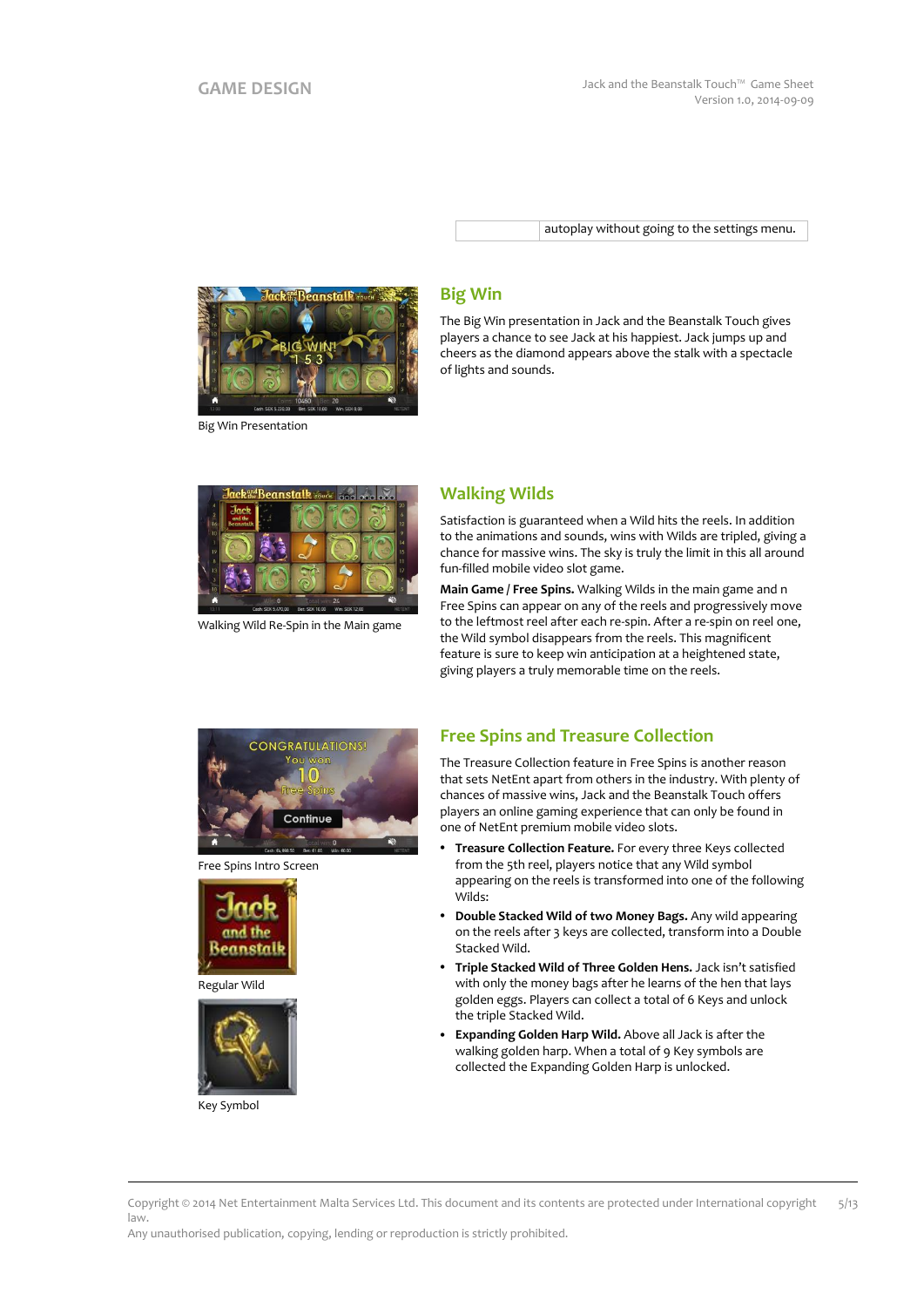| | autoplay without going to the settings menu. |
|---|---|

Big Win Presentation

## Big Win

The Big Win presentation in Jack and the Beanstalk Touch gives players a chance to see Jack at his happiest. Jack jumps up and cheers as the diamond appears above the stalk with a spectacle of lights and sounds.

Walking Wild Re-Spin in the Main game

## Walking Wilds

Satisfaction is guaranteed when a Wild hits the reels. In addition to the animations and sounds, wins with Wilds are tripled, giving a chance for massive wins. The sky is truly the limit in this all around fun-filled mobile video slot game.

**Main Game / Free Spins.** Walking Wilds in the main game and n Free Spins can appear on any of the reels and progressively move to the leftmost reel after each re-spin. After a re-spin on reel one, the Wild symbol disappears from the reels. This magnificent feature is sure to keep win anticipation at a heightened state, giving players a truly memorable time on the reels.

Free Spins Intro Screen

Regular Wild

Key Symbol

## Free Spins and Treasure Collection

The Treasure Collection feature in Free Spins is another reason that sets NetEnt apart from others in the industry. With plenty of chances of massive wins, Jack and the Beanstalk Touch offers players an online gaming experience that can only be found in one of NetEnt premium mobile video slots.

- **Treasure Collection Feature.** For every three Keys collected from the 5th reel, players notice that any Wild symbol appearing on the reels is transformed into one of the following Wilds:
- **Double Stacked Wild of two Money Bags.** Any wild appearing on the reels after 3 keys are collected, transform into a Double Stacked Wild.
- **Triple Stacked Wild of Three Golden Hens.** Jack isn't satisfied with only the money bags after he learns of the hen that lays golden eggs. Players can collect a total of 6 Keys and unlock the triple Stacked Wild.
- **Expanding Golden Harp Wild.** Above all Jack is after the walking golden harp. When a total of 9 Key symbols are collected the Expanding Golden Harp is unlocked.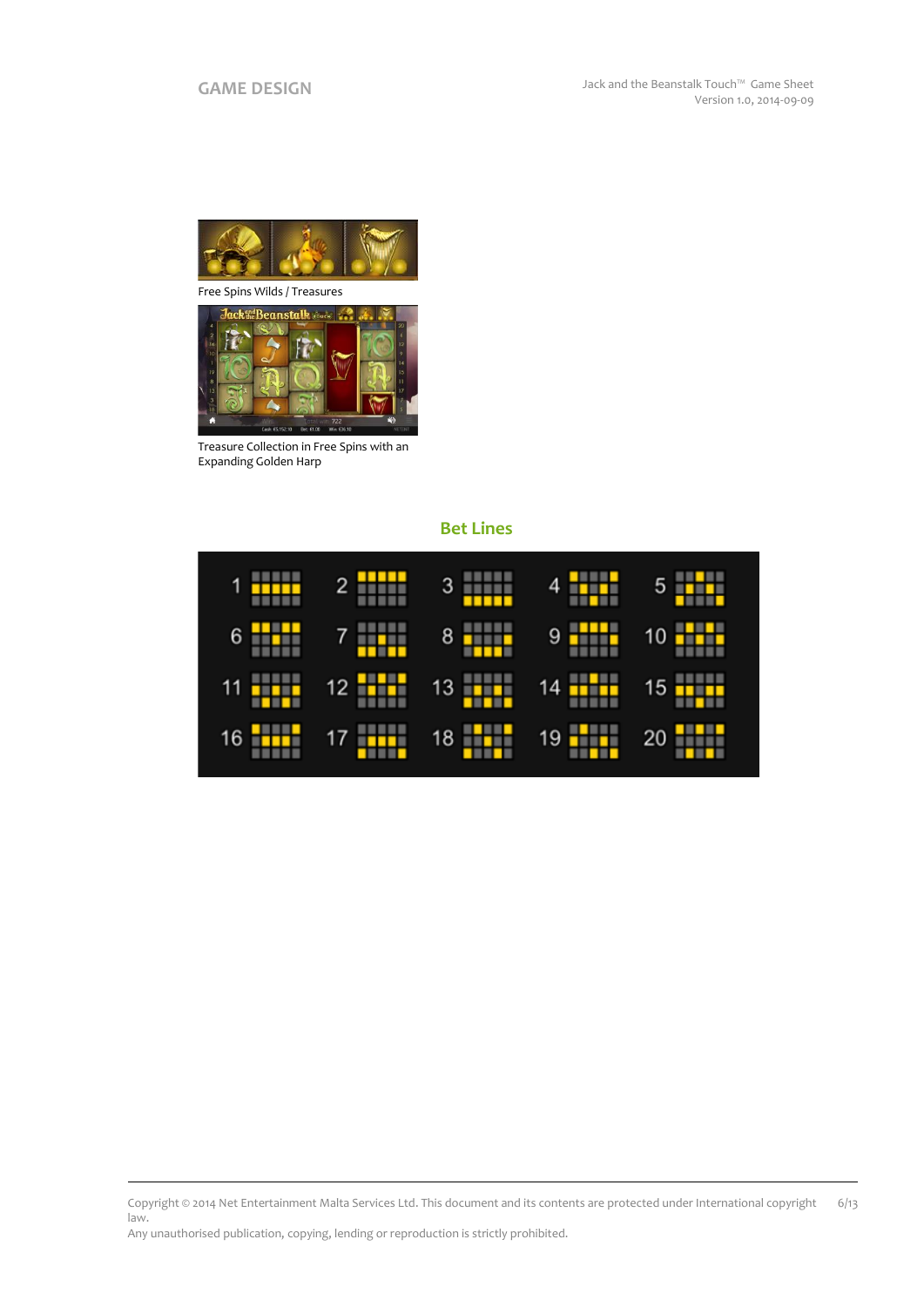Free Spins Wilds / Treasures

Treasure Collection in Free Spins with an Expanding Golden Harp

## Bet Lines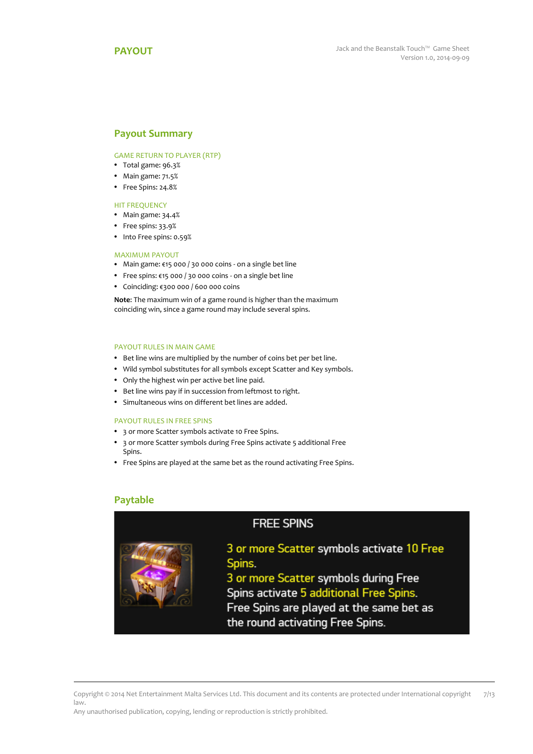# PAYOUT

## Payout Summary

### GAME RETURN TO PLAYER (RTP)

- Total game: 96.3%
- Main game: 71.5%
- Free Spins: 24.8%

### HIT FREQUENCY

- Main game: 34.4%
- Free spins: 33.9%
- Into Free spins: 0.59%

### MAXIMUM PAYOUT

- Main game: €15 000 / 30 000 coins - on a single bet line
- Free spins: €15 000 / 30 000 coins - on a single bet line
- Coinciding: €300 000 / 600 000 coins

**Note**: The maximum win of a game round is higher than the maximum coinciding win, since a game round may include several spins.

### PAYOUT RULES IN MAIN GAME

- Bet line wins are multiplied by the number of coins bet per bet line.
- Wild symbol substitutes for all symbols except Scatter and Key symbols.
- Only the highest win per active bet line paid.
- Bet line wins pay if in succession from leftmost to right.
- Simultaneous wins on different bet lines are added.

### PAYOUT RULES IN FREE SPINS

- 3 or more Scatter symbols activate 10 Free Spins.
- 3 or more Scatter symbols during Free Spins activate 5 additional Free Spins.
- Free Spins are played at the same bet as the round activating Free Spins.

## Paytable

FREE SPINS

3 or more Scatter symbols activate 10 Free Spins.
3 or more Scatter symbols during Free Spins activate 5 additional Free Spins.
Free Spins are played at the same bet as the round activating Free Spins.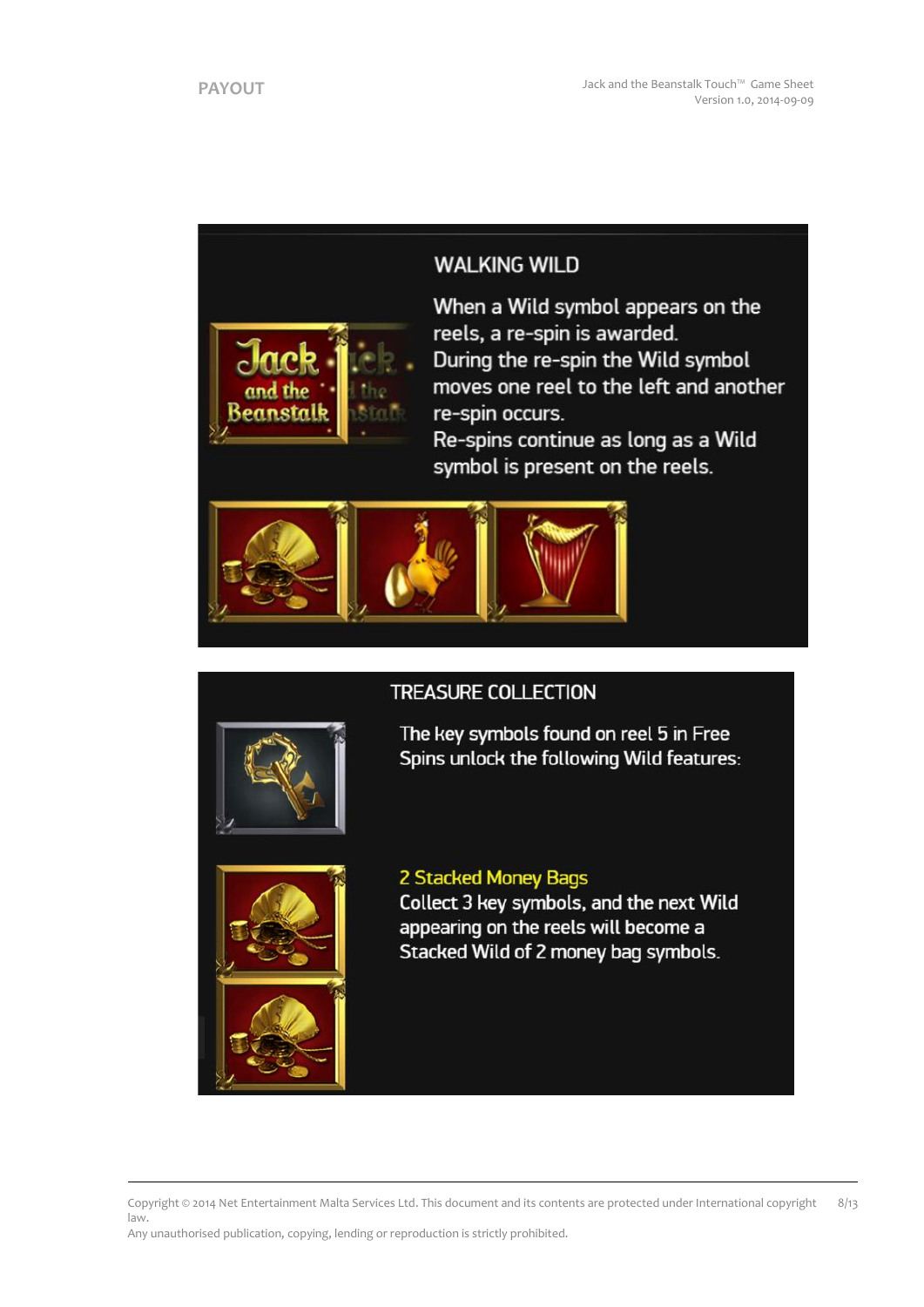## WALKING WILD

When a Wild symbol appears on the reels, a re-spin is awarded.
During the re-spin the Wild symbol moves one reel to the left and another re-spin occurs.
Re-spins continue as long as a Wild symbol is present on the reels.

## TREASURE COLLECTION

The key symbols found on reel 5 in Free Spins unlock the following Wild features:

**2 Stacked Money Bags**
Collect 3 key symbols, and the next Wild appearing on the reels will become a Stacked Wild of 2 money bag symbols.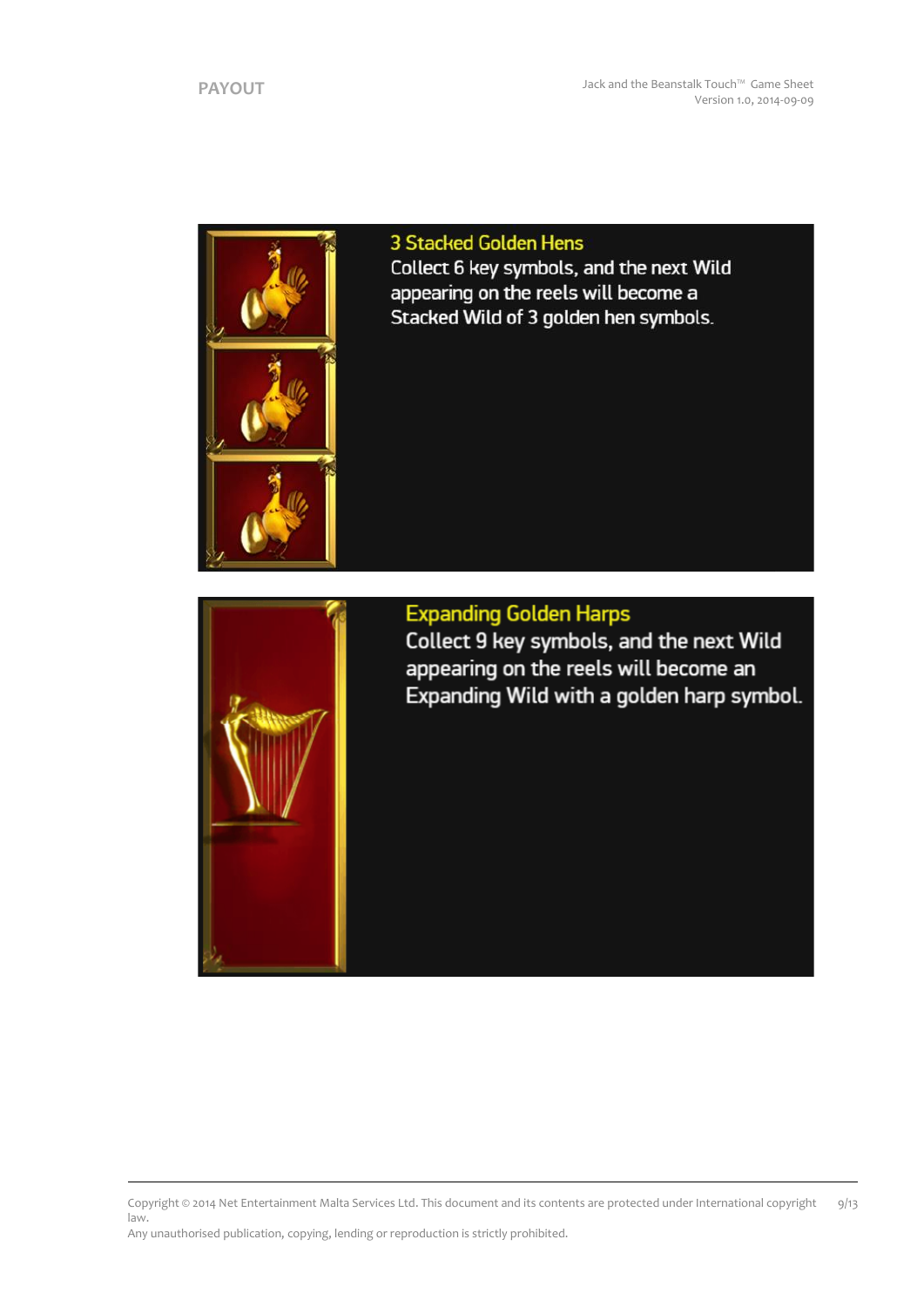## PAYOUT

### 3 Stacked Golden Hens

Collect 6 key symbols, and the next Wild appearing on the reels will become a Stacked Wild of 3 golden hen symbols.

### Expanding Golden Harps

Collect 9 key symbols, and the next Wild appearing on the reels will become an Expanding Wild with a golden harp symbol.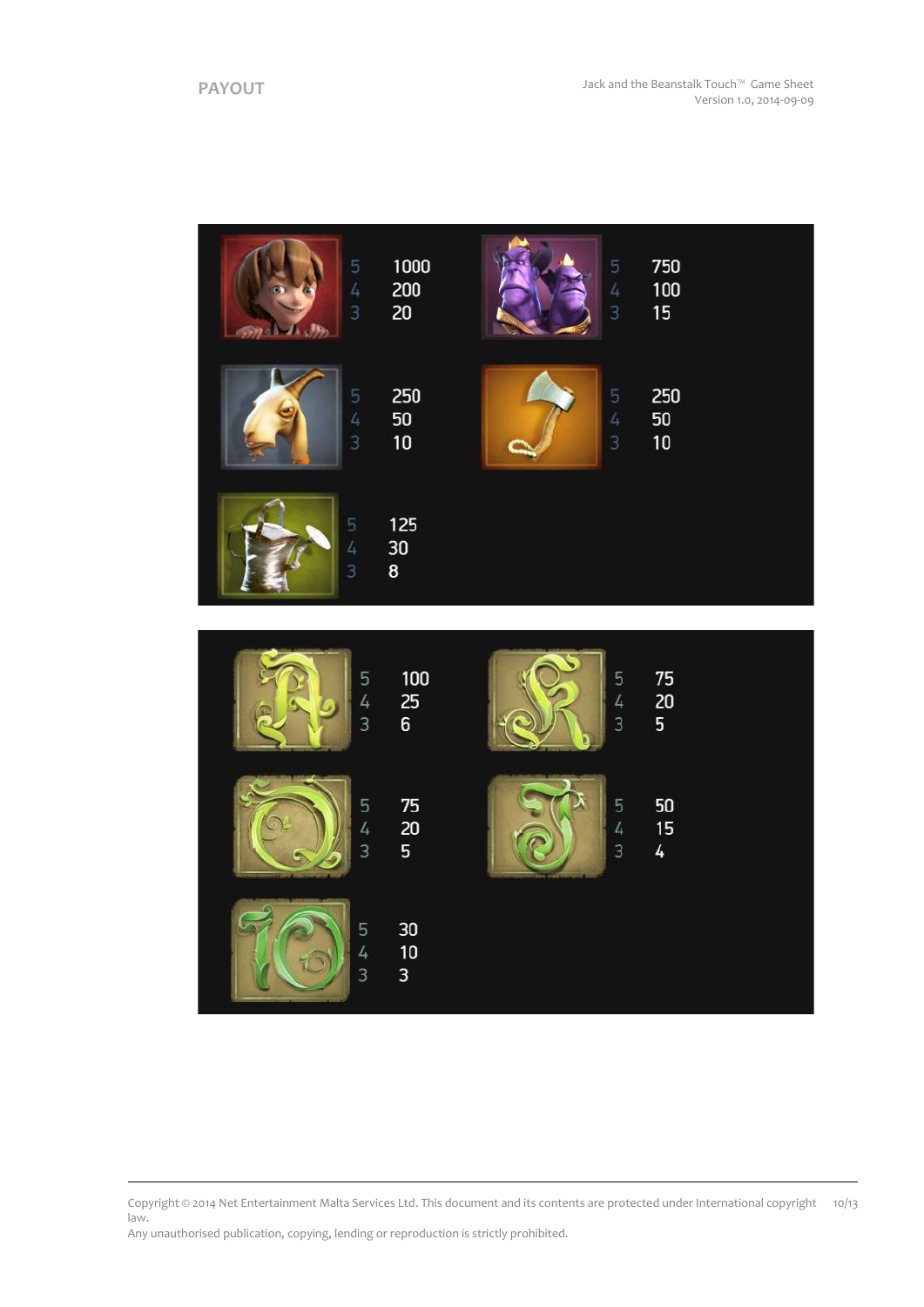# PAYOUT

| Symbol | 5 | 4 | 3 |
|---|---|---|---|
| Jack | 1000 | 200 | 20 |
| Giant | 750 | 100 | 15 |
| Goat | 250 | 50 | 10 |
| Axe | 250 | 50 | 10 |
| Watering can | 125 | 30 | 8 |

| Symbol | 5 | 4 | 3 |
|---|---|---|---|
| A | 100 | 25 | 6 |
| K | 75 | 20 | 5 |
| Q | 75 | 20 | 5 |
| J | 50 | 15 | 4 |
| 10 | 30 | 10 | 3 |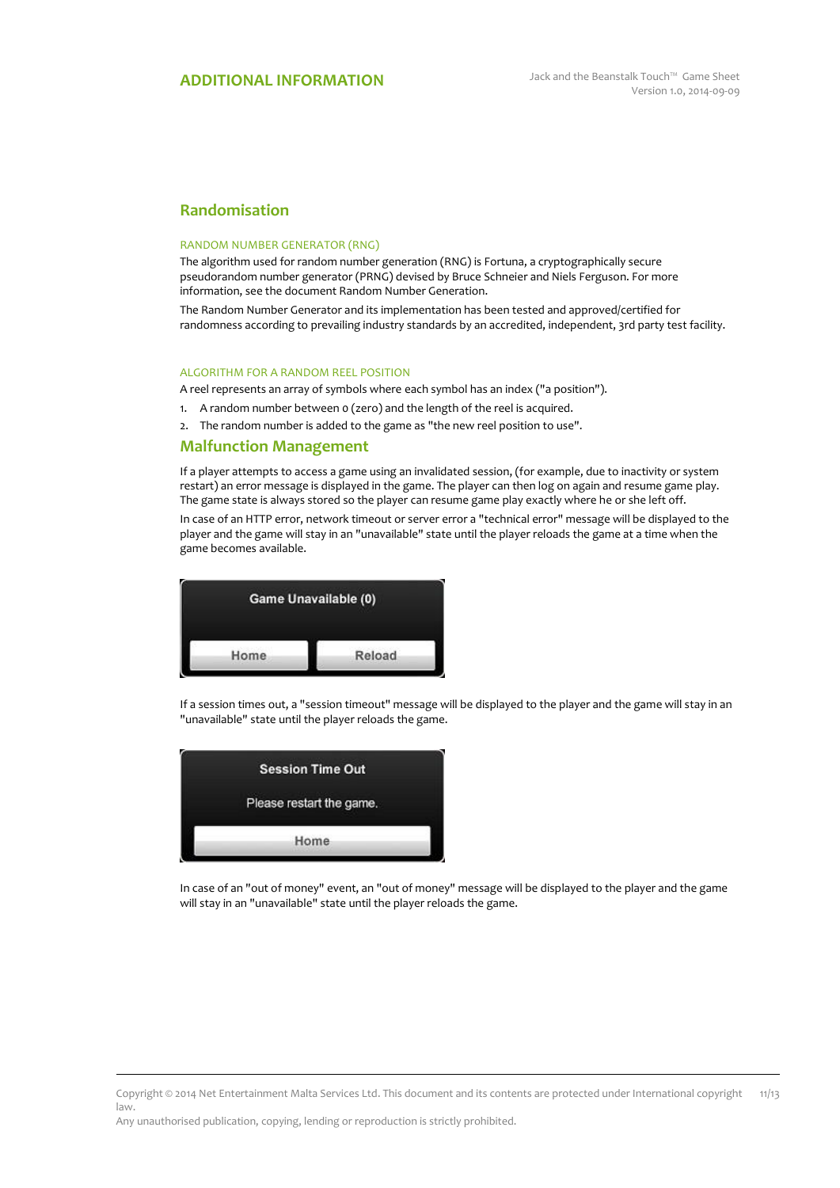## ADDITIONAL INFORMATION

### Randomisation

#### RANDOM NUMBER GENERATOR (RNG)

The algorithm used for random number generation (RNG) is Fortuna, a cryptographically secure pseudorandom number generator (PRNG) devised by Bruce Schneier and Niels Ferguson. For more information, see the document Random Number Generation.

The Random Number Generator and its implementation has been tested and approved/certified for randomness according to prevailing industry standards by an accredited, independent, 3rd party test facility.

#### ALGORITHM FOR A RANDOM REEL POSITION

A reel represents an array of symbols where each symbol has an index ("a position").

1. A random number between 0 (zero) and the length of the reel is acquired.
2. The random number is added to the game as "the new reel position to use".

### Malfunction Management

If a player attempts to access a game using an invalidated session, (for example, due to inactivity or system restart) an error message is displayed in the game. The player can then log on again and resume game play. The game state is always stored so the player can resume game play exactly where he or she left off.

In case of an HTTP error, network timeout or server error a "technical error" message will be displayed to the player and the game will stay in an "unavailable" state until the player reloads the game at a time when the game becomes available.

Game Unavailable (0)

Home | Reload

If a session times out, a "session timeout" message will be displayed to the player and the game will stay in an "unavailable" state until the player reloads the game.

Session Time Out

Please restart the game.

Home

In case of an "out of money" event, an "out of money" message will be displayed to the player and the game will stay in an "unavailable" state until the player reloads the game.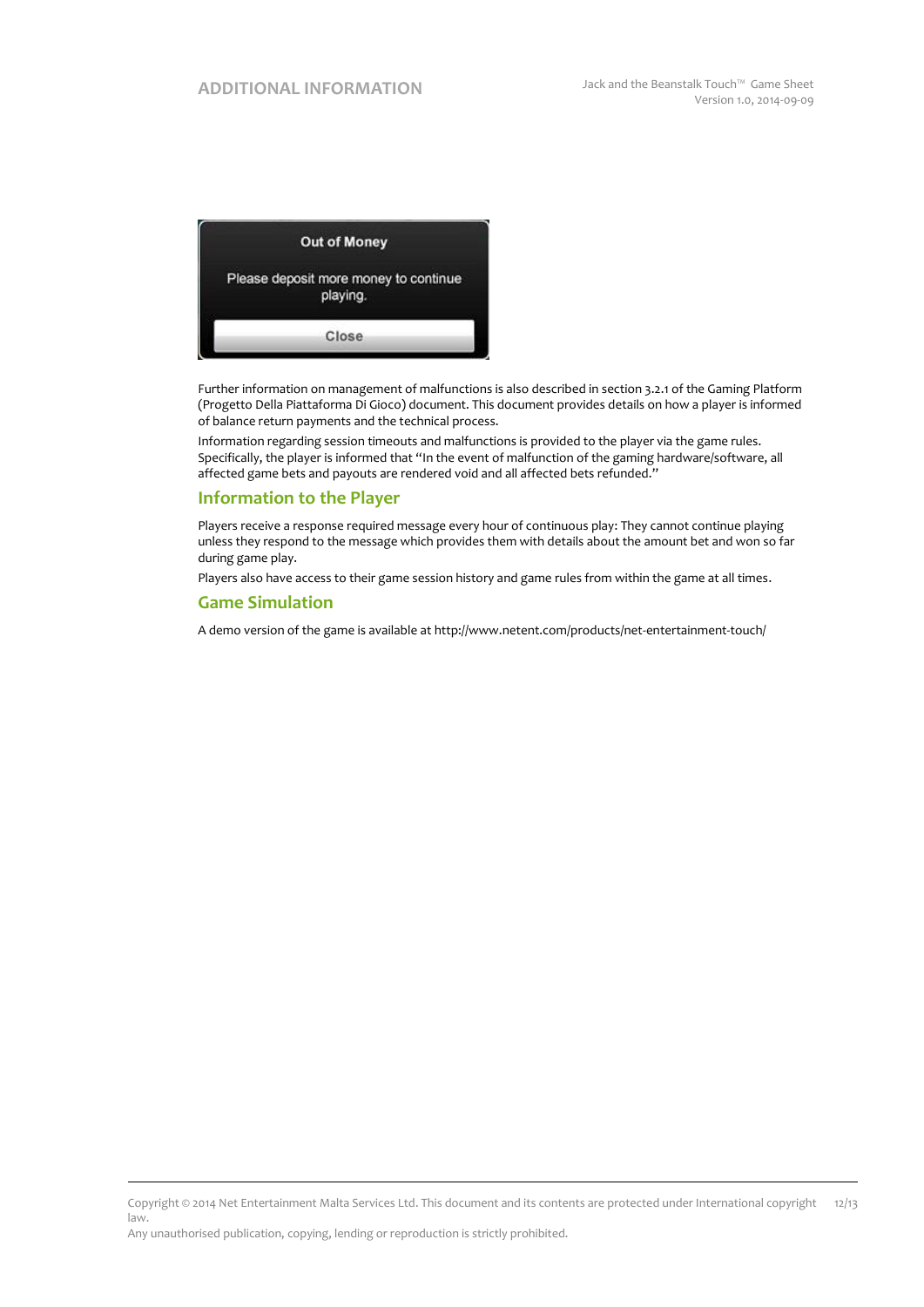Out of Money

Please deposit more money to continue playing.

Close

Further information on management of malfunctions is also described in section 3.2.1 of the Gaming Platform (Progetto Della Piattaforma Di Gioco) document. This document provides details on how a player is informed of balance return payments and the technical process.

Information regarding session timeouts and malfunctions is provided to the player via the game rules. Specifically, the player is informed that "In the event of malfunction of the gaming hardware/software, all affected game bets and payouts are rendered void and all affected bets refunded."

## Information to the Player

Players receive a response required message every hour of continuous play: They cannot continue playing unless they respond to the message which provides them with details about the amount bet and won so far during game play.

Players also have access to their game session history and game rules from within the game at all times.

## Game Simulation

A demo version of the game is available at http://www.netent.com/products/net-entertainment-touch/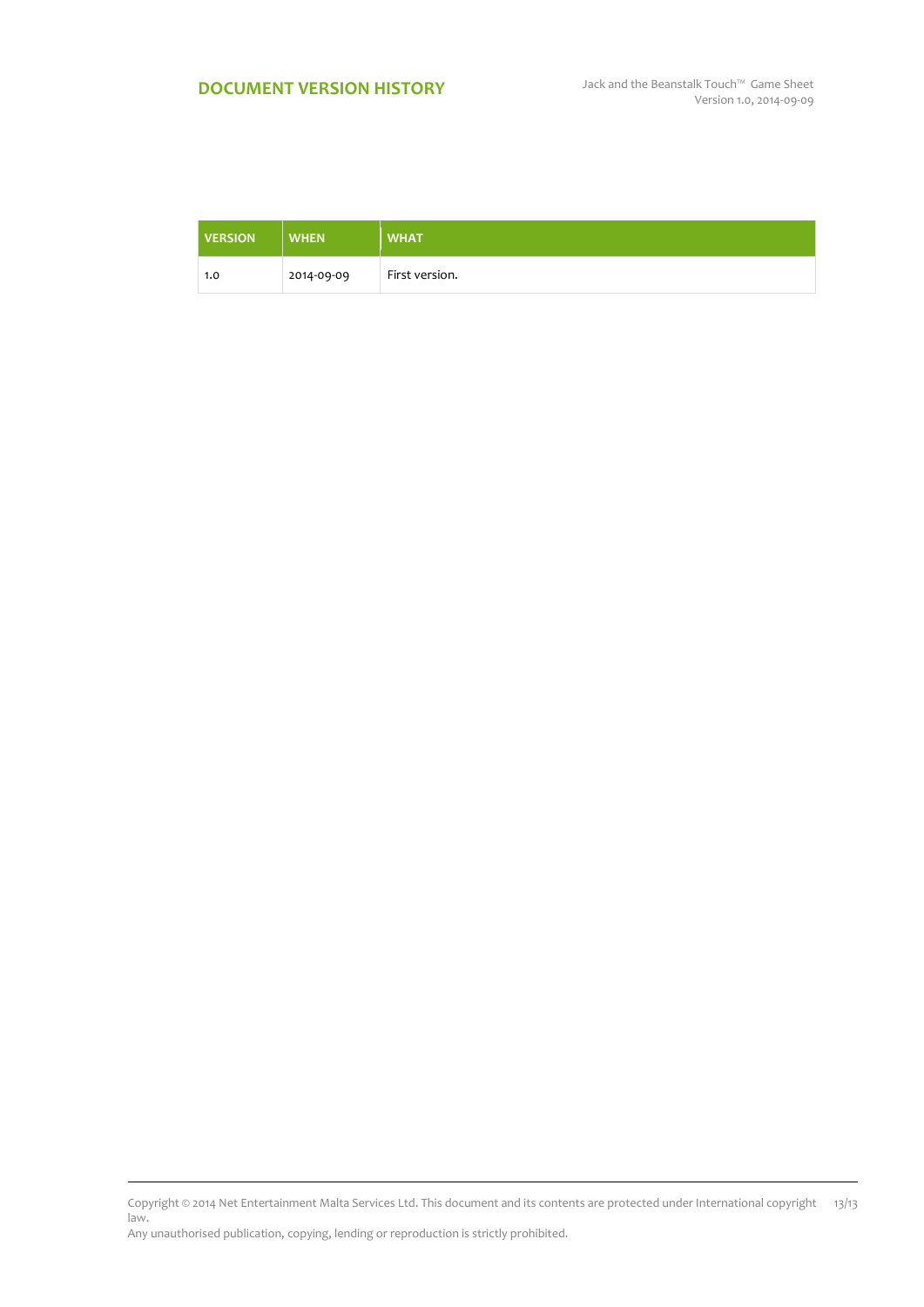## DOCUMENT VERSION HISTORY

| VERSION | WHEN | WHAT |
|---|---|---|
| 1.0 | 2014-09-09 | First version. |